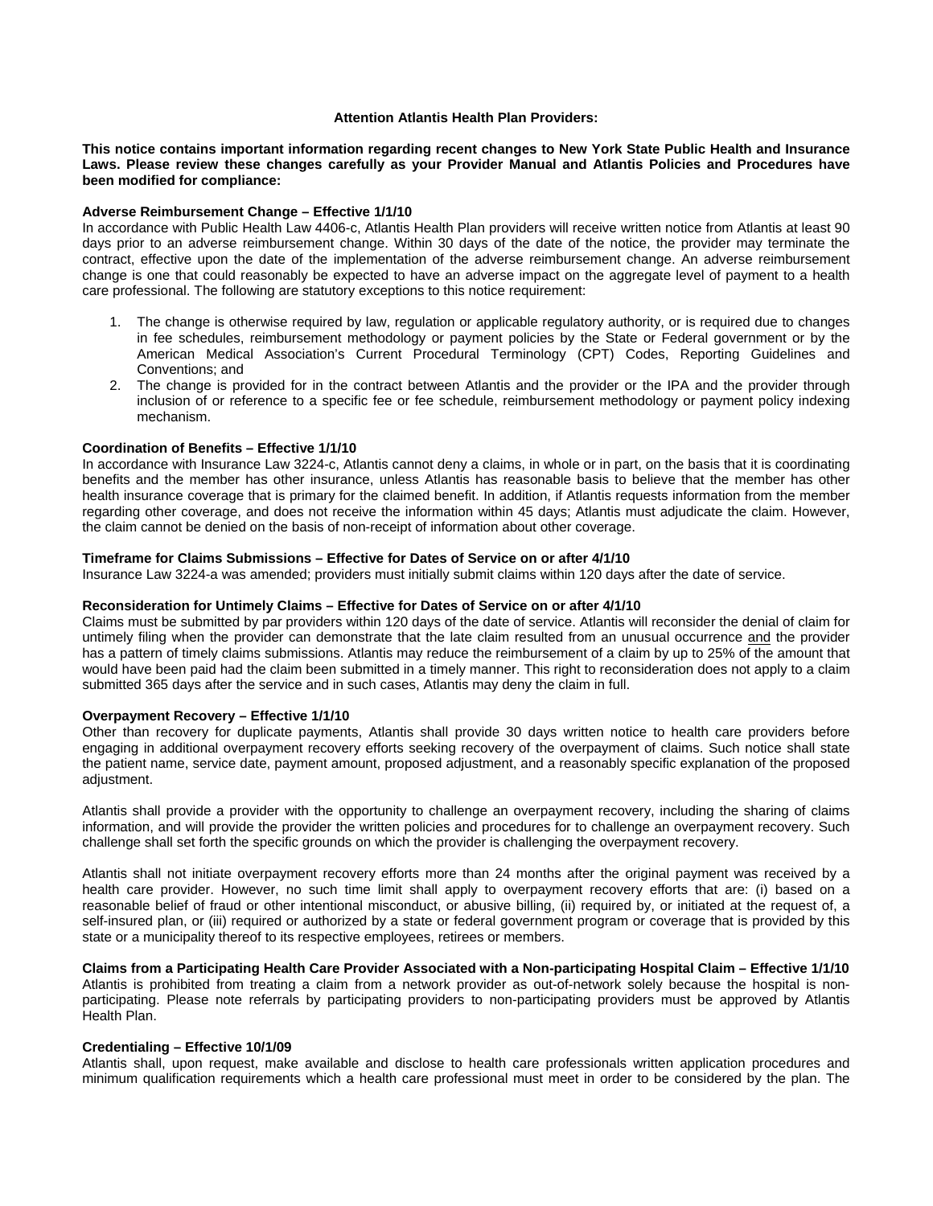**Attention Atlantis Health Plan Providers:**

**This notice contains important information regarding recent changes to New York State Public Health and Insurance Laws. Please review these changes carefully as your Provider Manual and Atlantis Policies and Procedures have been modified for compliance:**

**Adverse Reimbursement Change – Effective 1/1/10**

In accordance with Public Health Law 4406-c, Atlantis Health Plan providers will receive written notice from Atlantis at least 90 days prior to an adverse reimbursement change. Within 30 days of the date of the notice, the provider may terminate the contract, effective upon the date of the implementation of the adverse reimbursement change. An adverse reimbursement change is one that could reasonably be expected to have an adverse impact on the aggregate level of payment to a health care professional. The following are statutory exceptions to this notice requirement:

1. The change is otherwise required by law, regulation or applicable regulatory authority, or is required due to changes in fee schedules, reimbursement methodology or payment policies by the State or Federal government or by the American Medical Association's Current Procedural Terminology (CPT) Codes, Reporting Guidelines and Conventions; and
2. The change is provided for in the contract between Atlantis and the provider or the IPA and the provider through inclusion of or reference to a specific fee or fee schedule, reimbursement methodology or payment policy indexing mechanism.

**Coordination of Benefits – Effective 1/1/10**

In accordance with Insurance Law 3224-c, Atlantis cannot deny a claims, in whole or in part, on the basis that it is coordinating benefits and the member has other insurance, unless Atlantis has reasonable basis to believe that the member has other health insurance coverage that is primary for the claimed benefit. In addition, if Atlantis requests information from the member regarding other coverage, and does not receive the information within 45 days; Atlantis must adjudicate the claim. However, the claim cannot be denied on the basis of non-receipt of information about other coverage.

**Timeframe for Claims Submissions – Effective for Dates of Service on or after 4/1/10**

Insurance Law 3224-a was amended; providers must initially submit claims within 120 days after the date of service.

**Reconsideration for Untimely Claims – Effective for Dates of Service on or after 4/1/10**

Claims must be submitted by par providers within 120 days of the date of service. Atlantis will reconsider the denial of claim for untimely filing when the provider can demonstrate that the late claim resulted from an unusual occurrence and the provider has a pattern of timely claims submissions. Atlantis may reduce the reimbursement of a claim by up to 25% of the amount that would have been paid had the claim been submitted in a timely manner. This right to reconsideration does not apply to a claim submitted 365 days after the service and in such cases, Atlantis may deny the claim in full.

**Overpayment Recovery – Effective 1/1/10**

Other than recovery for duplicate payments, Atlantis shall provide 30 days written notice to health care providers before engaging in additional overpayment recovery efforts seeking recovery of the overpayment of claims. Such notice shall state the patient name, service date, payment amount, proposed adjustment, and a reasonably specific explanation of the proposed adjustment.

Atlantis shall provide a provider with the opportunity to challenge an overpayment recovery, including the sharing of claims information, and will provide the provider the written policies and procedures for to challenge an overpayment recovery. Such challenge shall set forth the specific grounds on which the provider is challenging the overpayment recovery.

Atlantis shall not initiate overpayment recovery efforts more than 24 months after the original payment was received by a health care provider. However, no such time limit shall apply to overpayment recovery efforts that are: (i) based on a reasonable belief of fraud or other intentional misconduct, or abusive billing, (ii) required by, or initiated at the request of, a self-insured plan, or (iii) required or authorized by a state or federal government program or coverage that is provided by this state or a municipality thereof to its respective employees, retirees or members.

**Claims from a Participating Health Care Provider Associated with a Non-participating Hospital Claim – Effective 1/1/10**

Atlantis is prohibited from treating a claim from a network provider as out-of-network solely because the hospital is non-participating. Please note referrals by participating providers to non-participating providers must be approved by Atlantis Health Plan.

**Credentialing – Effective 10/1/09**

Atlantis shall, upon request, make available and disclose to health care professionals written application procedures and minimum qualification requirements which a health care professional must meet in order to be considered by the plan. The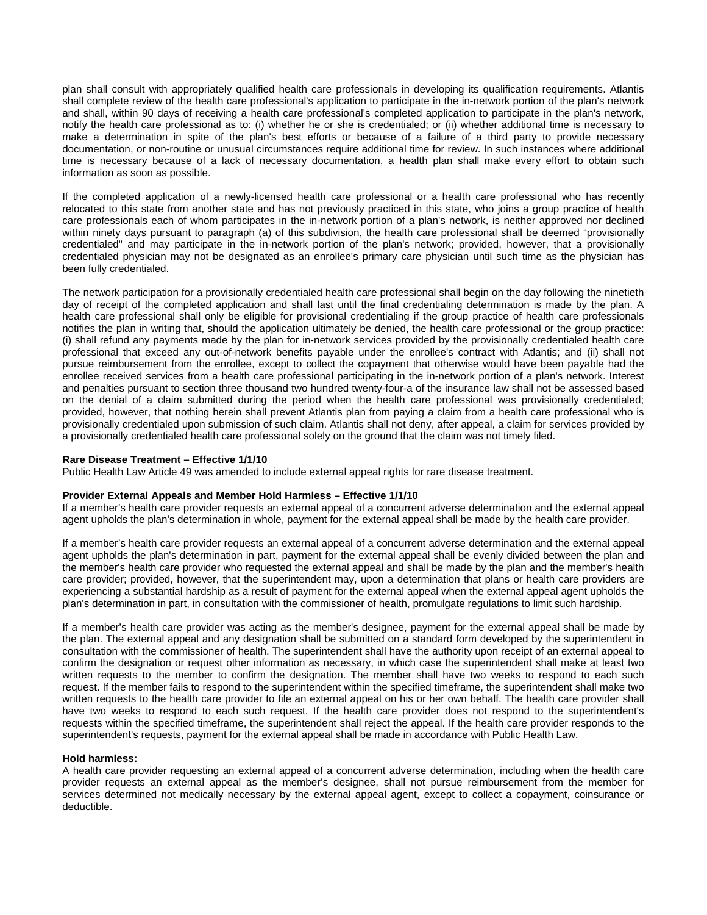plan shall consult with appropriately qualified health care professionals in developing its qualification requirements. Atlantis shall complete review of the health care professional's application to participate in the in-network portion of the plan's network and shall, within 90 days of receiving a health care professional's completed application to participate in the plan's network, notify the health care professional as to: (i) whether he or she is credentialed; or (ii) whether additional time is necessary to make a determination in spite of the plan's best efforts or because of a failure of a third party to provide necessary documentation, or non-routine or unusual circumstances require additional time for review. In such instances where additional time is necessary because of a lack of necessary documentation, a health plan shall make every effort to obtain such information as soon as possible.

If the completed application of a newly-licensed health care professional or a health care professional who has recently relocated to this state from another state and has not previously practiced in this state, who joins a group practice of health care professionals each of whom participates in the in-network portion of a plan's network, is neither approved nor declined within ninety days pursuant to paragraph (a) of this subdivision, the health care professional shall be deemed "provisionally credentialed" and may participate in the in-network portion of the plan's network; provided, however, that a provisionally credentialed physician may not be designated as an enrollee's primary care physician until such time as the physician has been fully credentialed.

The network participation for a provisionally credentialed health care professional shall begin on the day following the ninetieth day of receipt of the completed application and shall last until the final credentialing determination is made by the plan. A health care professional shall only be eligible for provisional credentialing if the group practice of health care professionals notifies the plan in writing that, should the application ultimately be denied, the health care professional or the group practice: (i) shall refund any payments made by the plan for in-network services provided by the provisionally credentialed health care professional that exceed any out-of-network benefits payable under the enrollee's contract with Atlantis; and (ii) shall not pursue reimbursement from the enrollee, except to collect the copayment that otherwise would have been payable had the enrollee received services from a health care professional participating in the in-network portion of a plan's network. Interest and penalties pursuant to section three thousand two hundred twenty-four-a of the insurance law shall not be assessed based on the denial of a claim submitted during the period when the health care professional was provisionally credentialed; provided, however, that nothing herein shall prevent Atlantis plan from paying a claim from a health care professional who is provisionally credentialed upon submission of such claim. Atlantis shall not deny, after appeal, a claim for services provided by a provisionally credentialed health care professional solely on the ground that the claim was not timely filed.

**Rare Disease Treatment – Effective 1/1/10**
Public Health Law Article 49 was amended to include external appeal rights for rare disease treatment.

**Provider External Appeals and Member Hold Harmless – Effective 1/1/10**
If a member's health care provider requests an external appeal of a concurrent adverse determination and the external appeal agent upholds the plan's determination in whole, payment for the external appeal shall be made by the health care provider.

If a member's health care provider requests an external appeal of a concurrent adverse determination and the external appeal agent upholds the plan's determination in part, payment for the external appeal shall be evenly divided between the plan and the member's health care provider who requested the external appeal and shall be made by the plan and the member's health care provider; provided, however, that the superintendent may, upon a determination that plans or health care providers are experiencing a substantial hardship as a result of payment for the external appeal when the external appeal agent upholds the plan's determination in part, in consultation with the commissioner of health, promulgate regulations to limit such hardship.

If a member's health care provider was acting as the member's designee, payment for the external appeal shall be made by the plan. The external appeal and any designation shall be submitted on a standard form developed by the superintendent in consultation with the commissioner of health. The superintendent shall have the authority upon receipt of an external appeal to confirm the designation or request other information as necessary, in which case the superintendent shall make at least two written requests to the member to confirm the designation. The member shall have two weeks to respond to each such request. If the member fails to respond to the superintendent within the specified timeframe, the superintendent shall make two written requests to the health care provider to file an external appeal on his or her own behalf. The health care provider shall have two weeks to respond to each such request. If the health care provider does not respond to the superintendent's requests within the specified timeframe, the superintendent shall reject the appeal. If the health care provider responds to the superintendent's requests, payment for the external appeal shall be made in accordance with Public Health Law.

**Hold harmless:**
A health care provider requesting an external appeal of a concurrent adverse determination, including when the health care provider requests an external appeal as the member's designee, shall not pursue reimbursement from the member for services determined not medically necessary by the external appeal agent, except to collect a copayment, coinsurance or deductible.